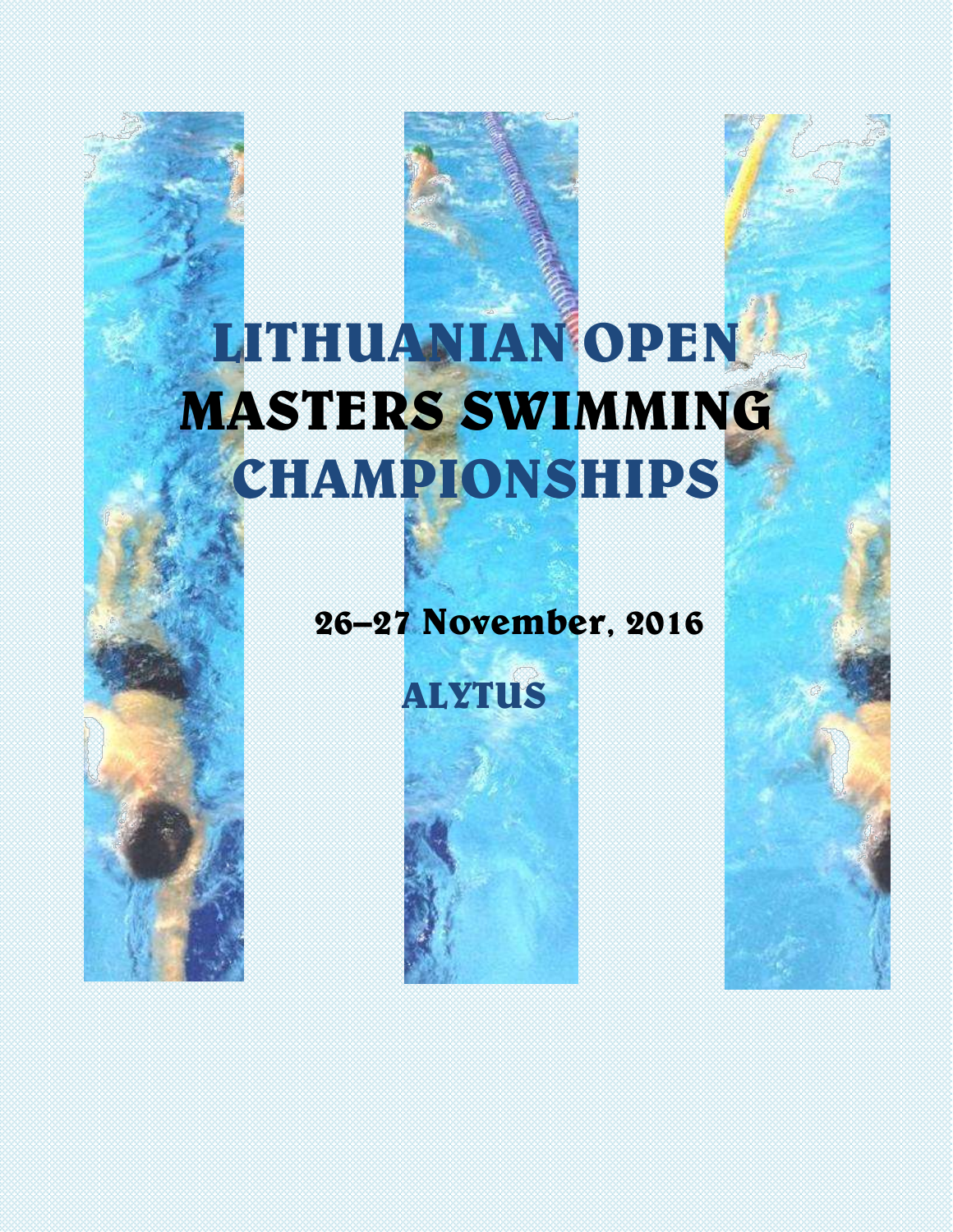# LITHUANIAN OPEN MASTERS SWIMMING CHAMPIONSHIPS

**26–27 November, 2016**

**ALYTUS**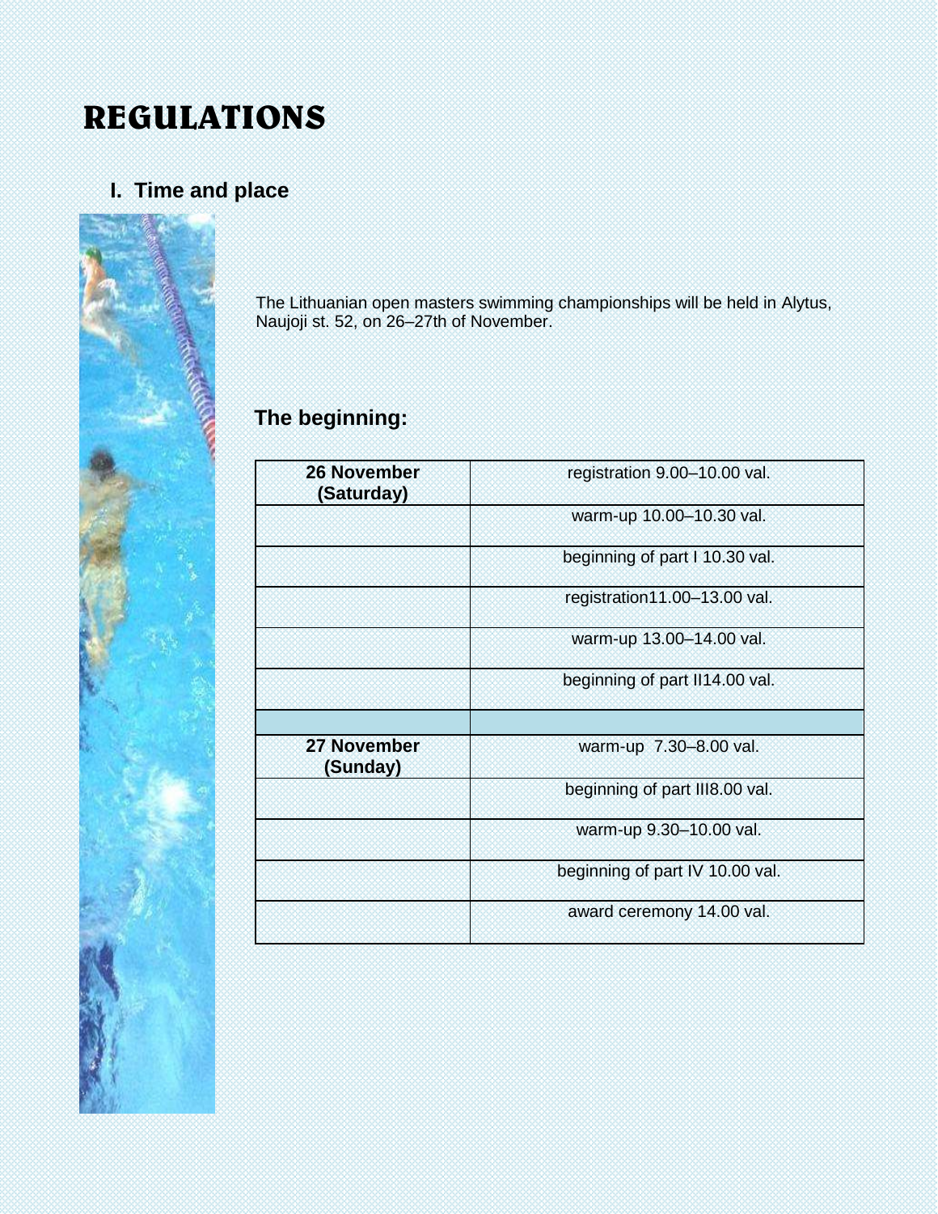# REGULATIONS

## I. Time and place

The Lithuanian open masters swimming championships will be held in Alytus, Naujoji st. 52, on 26–27th of November.

### The beginning:

| 26 November (Saturday) | registration 9.00–10.00 val. |
|---|---|
| | warm-up 10.00–10.30 val. |
| | beginning of part I 10.30 val. |
| | registration11.00–13.00 val. |
| | warm-up 13.00–14.00 val. |
| | beginning of part II14.00 val. |
| | |
| **27 November (Sunday)** | warm-up 7.30–8.00 val. |
| | beginning of part III8.00 val. |
| | warm-up 9.30–10.00 val. |
| | beginning of part IV 10.00 val. |
| | award ceremony 14.00 val. |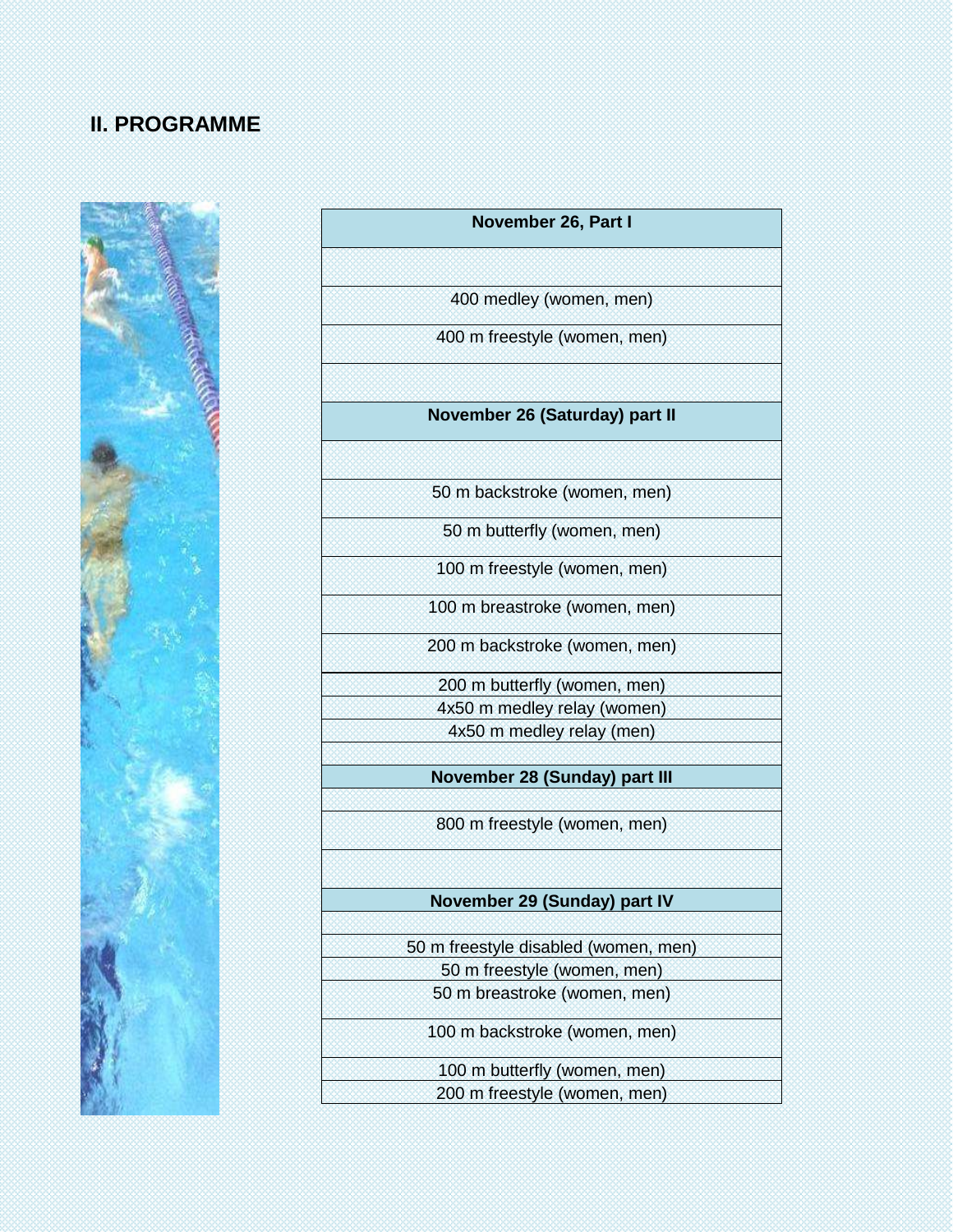## II. PROGRAMME

| November 26, Part I |
|---|
| |
| 400 medley (women, men) |
| 400 m freestyle (women, men) |
| |
| **November 26 (Saturday) part II** |
| |
| 50 m backstroke (women, men) |
| 50 m butterfly (women, men) |
| 100 m freestyle (women, men) |
| 100 m breastroke (women, men) |
| 200 m backstroke (women, men) |
| 200 m butterfly (women, men) |
| 4x50 m medley relay (women) |
| 4x50 m medley relay (men) |
| |
| **November 28 (Sunday) part III** |
| |
| 800 m freestyle (women, men) |
| |
| **November 29 (Sunday) part IV** |
| |
| 50 m freestyle disabled (women, men) |
| 50 m freestyle (women, men) |
| 50 m breastroke (women, men) |
| 100 m backstroke (women, men) |
| 100 m butterfly (women, men) |
| 200 m freestyle (women, men) |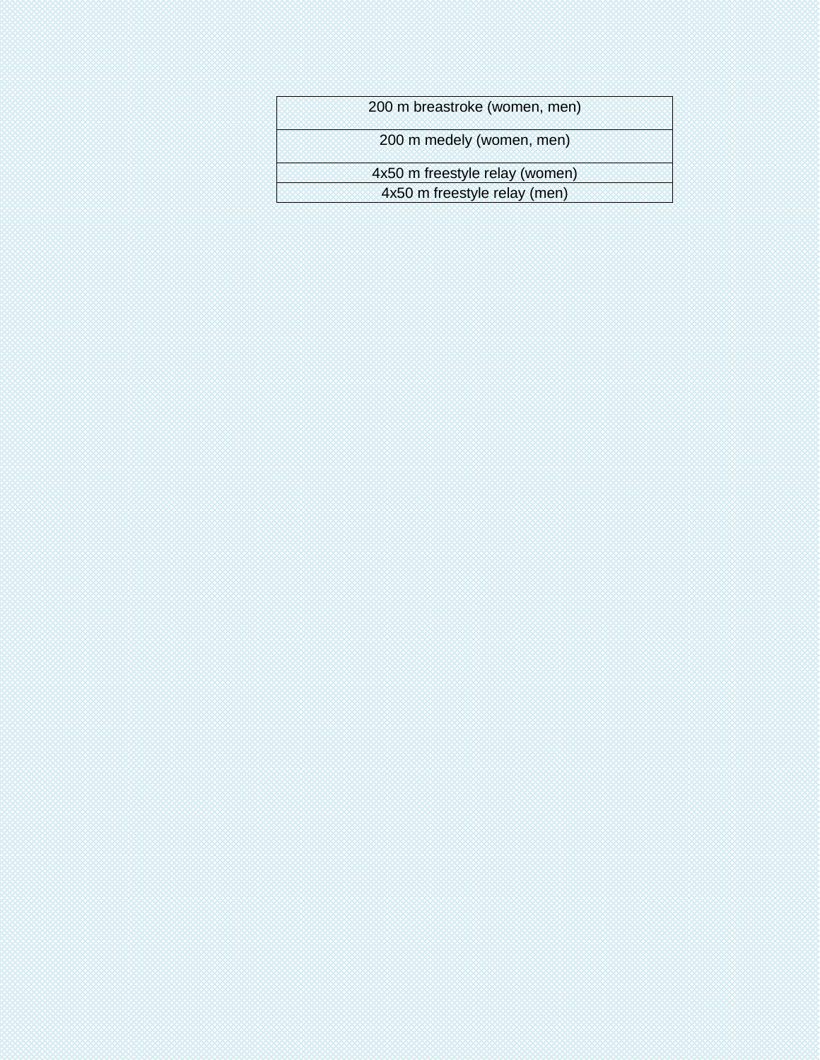| 200 m breastroke (women, men) |
| --- |
| 200 m medely (women, men) |
| 4x50 m freestyle relay (women) |
| 4x50 m freestyle relay (men) |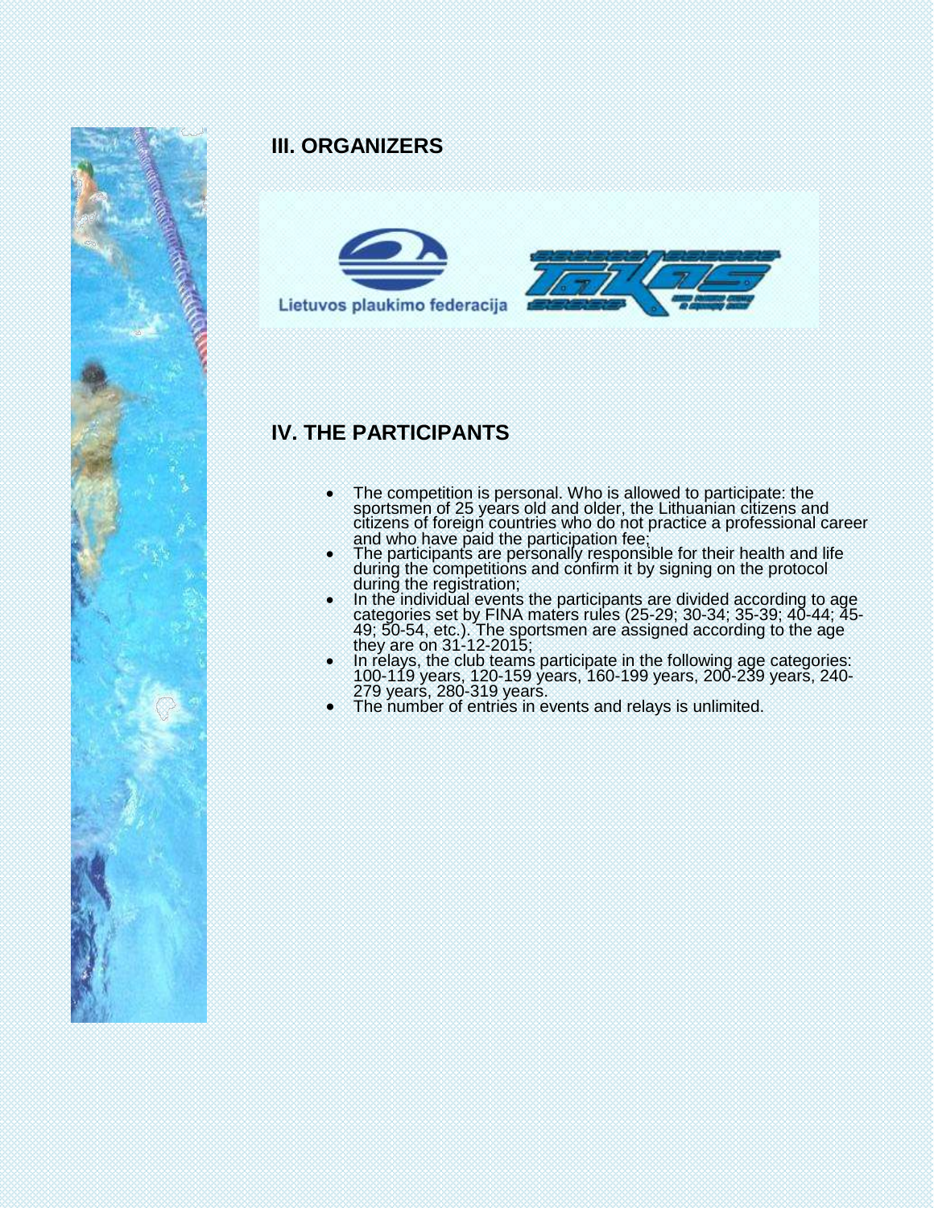## III. ORGANIZERS

Lietuvos plaukimo federacija

## IV. THE PARTICIPANTS

- The competition is personal. Who is allowed to participate: the sportsmen of 25 years old and older, the Lithuanian citizens and citizens of foreign countries who do not practice a professional career and who have paid the participation fee;
- The participants are personally responsible for their health and life during the competitions and confirm it by signing on the protocol during the registration;
- In the individual events the participants are divided according to age categories set by FINA maters rules (25-29; 30-34; 35-39; 40-44; 45-49; 50-54, etc.). The sportsmen are assigned according to the age they are on 31-12-2015;
- In relays, the club teams participate in the following age categories: 100-119 years, 120-159 years, 160-199 years, 200-239 years, 240-279 years, 280-319 years.
- The number of entries in events and relays is unlimited.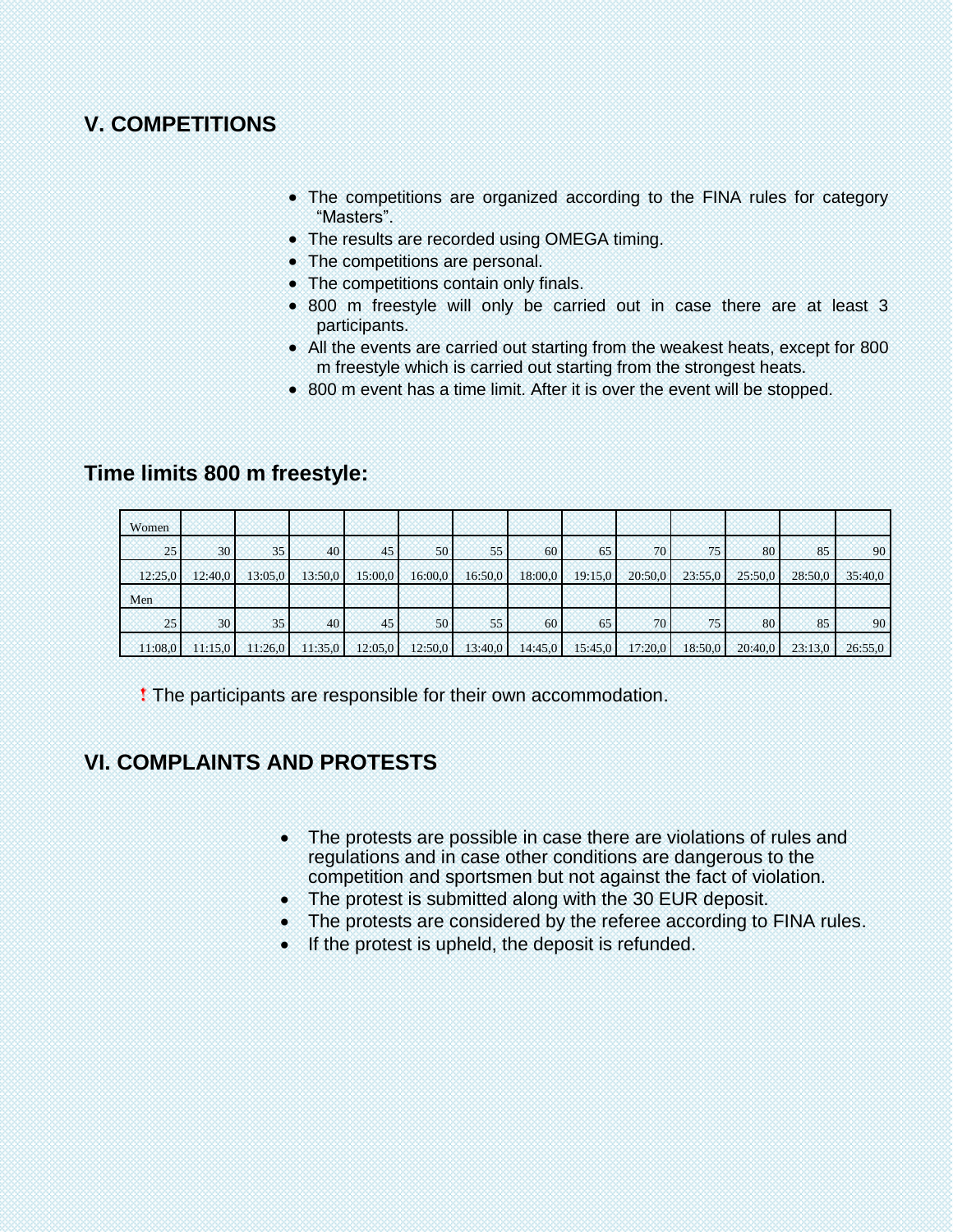## V. COMPETITIONS

- The competitions are organized according to the FINA rules for category "Masters".
- The results are recorded using OMEGA timing.
- The competitions are personal.
- The competitions contain only finals.
- 800 m freestyle will only be carried out in case there are at least 3 participants.
- All the events are carried out starting from the weakest heats, except for 800 m freestyle which is carried out starting from the strongest heats.
- 800 m event has a time limit. After it is over the event will be stopped.

## Time limits 800 m freestyle:

| Women | | | | | | | | | | | | | |
|---|---|---|---|---|---|---|---|---|---|---|---|---|---|
| 25 | 30 | 35 | 40 | 45 | 50 | 55 | 60 | 65 | 70 | 75 | 80 | 85 | 90 |
| 12:25,0 | 12:40,0 | 13:05,0 | 13:50,0 | 15:00,0 | 16:00,0 | 16:50,0 | 18:00,0 | 19:15,0 | 20:50,0 | 23:55,0 | 25:50,0 | 28:50,0 | 35:40,0 |
| Men | | | | | | | | | | | | | |
| 25 | 30 | 35 | 40 | 45 | 50 | 55 | 60 | 65 | 70 | 75 | 80 | 85 | 90 |
| 11:08,0 | 11:15,0 | 11:26,0 | 11:35,0 | 12:05,0 | 12:50,0 | 13:40,0 | 14:45,0 | 15:45,0 | 17:20,0 | 18:50,0 | 20:40,0 | 23:13,0 | 26:55,0 |

! The participants are responsible for their own accommodation.

## VI. COMPLAINTS AND PROTESTS

- The protests are possible in case there are violations of rules and regulations and in case other conditions are dangerous to the competition and sportsmen but not against the fact of violation.
- The protest is submitted along with the 30 EUR deposit.
- The protests are considered by the referee according to FINA rules.
- If the protest is upheld, the deposit is refunded.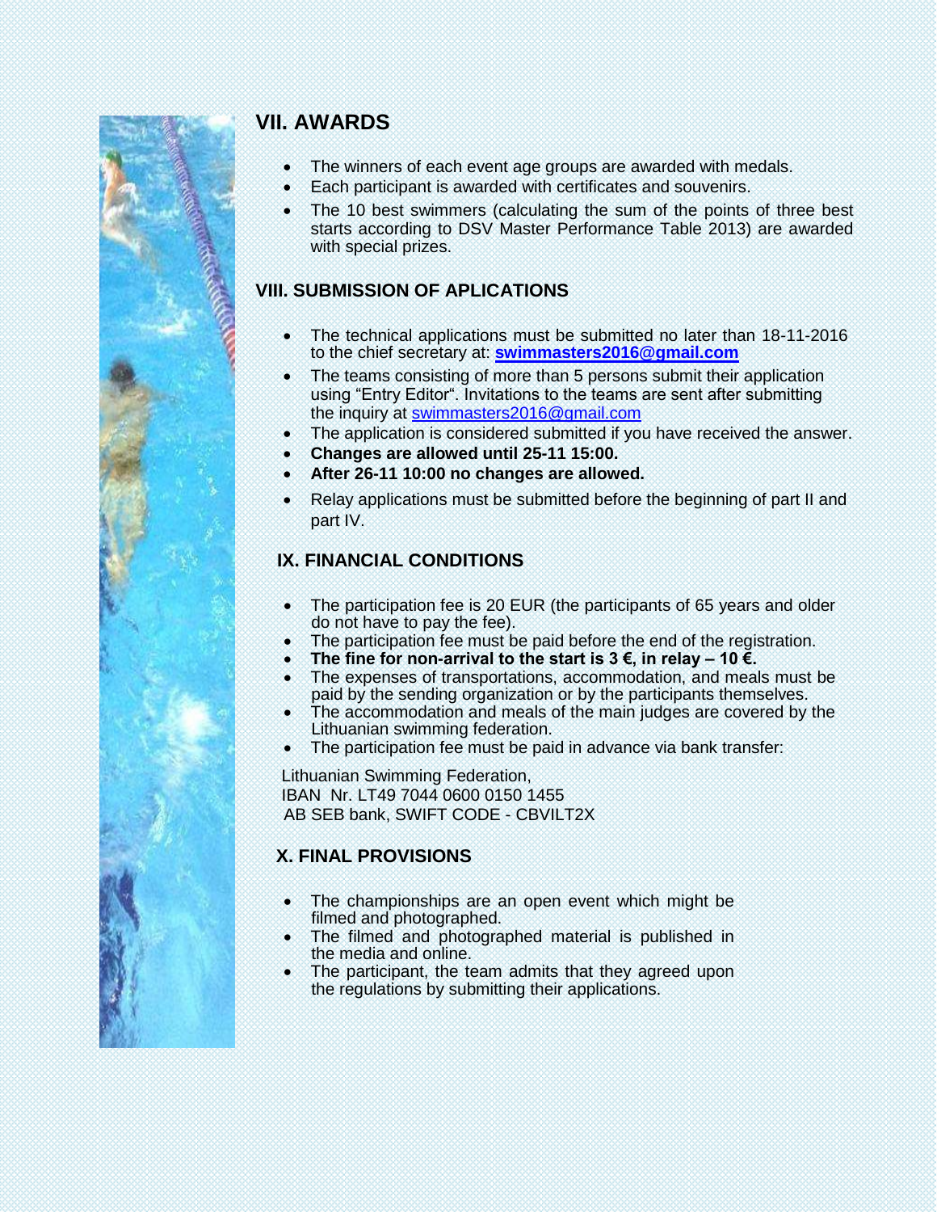## VII. AWARDS

- The winners of each event age groups are awarded with medals.
- Each participant is awarded with certificates and souvenirs.
- The 10 best swimmers (calculating the sum of the points of three best starts according to DSV Master Performance Table 2013) are awarded with special prizes.

## VIII. SUBMISSION OF APLICATIONS

- The technical applications must be submitted no later than 18-11-2016 to the chief secretary at: **swimmasters2016@gmail.com**
- The teams consisting of more than 5 persons submit their application using "Entry Editor". Invitations to the teams are sent after submitting the inquiry at swimmasters2016@gmail.com
- The application is considered submitted if you have received the answer.
- **Changes are allowed until 25-11 15:00.**
- **After 26-11 10:00 no changes are allowed.**
- Relay applications must be submitted before the beginning of part II and part IV.

## IX. FINANCIAL CONDITIONS

- The participation fee is 20 EUR (the participants of 65 years and older do not have to pay the fee).
- The participation fee must be paid before the end of the registration.
- **The fine for non-arrival to the start is 3 €, in relay – 10 €.**
- The expenses of transportations, accommodation, and meals must be paid by the sending organization or by the participants themselves.
- The accommodation and meals of the main judges are covered by the Lithuanian swimming federation.
- The participation fee must be paid in advance via bank transfer:

Lithuanian Swimming Federation,
IBAN Nr. LT49 7044 0600 0150 1455
AB SEB bank, SWIFT CODE - CBVILT2X

## X. FINAL PROVISIONS

- The championships are an open event which might be filmed and photographed.
- The filmed and photographed material is published in the media and online.
- The participant, the team admits that they agreed upon the regulations by submitting their applications.